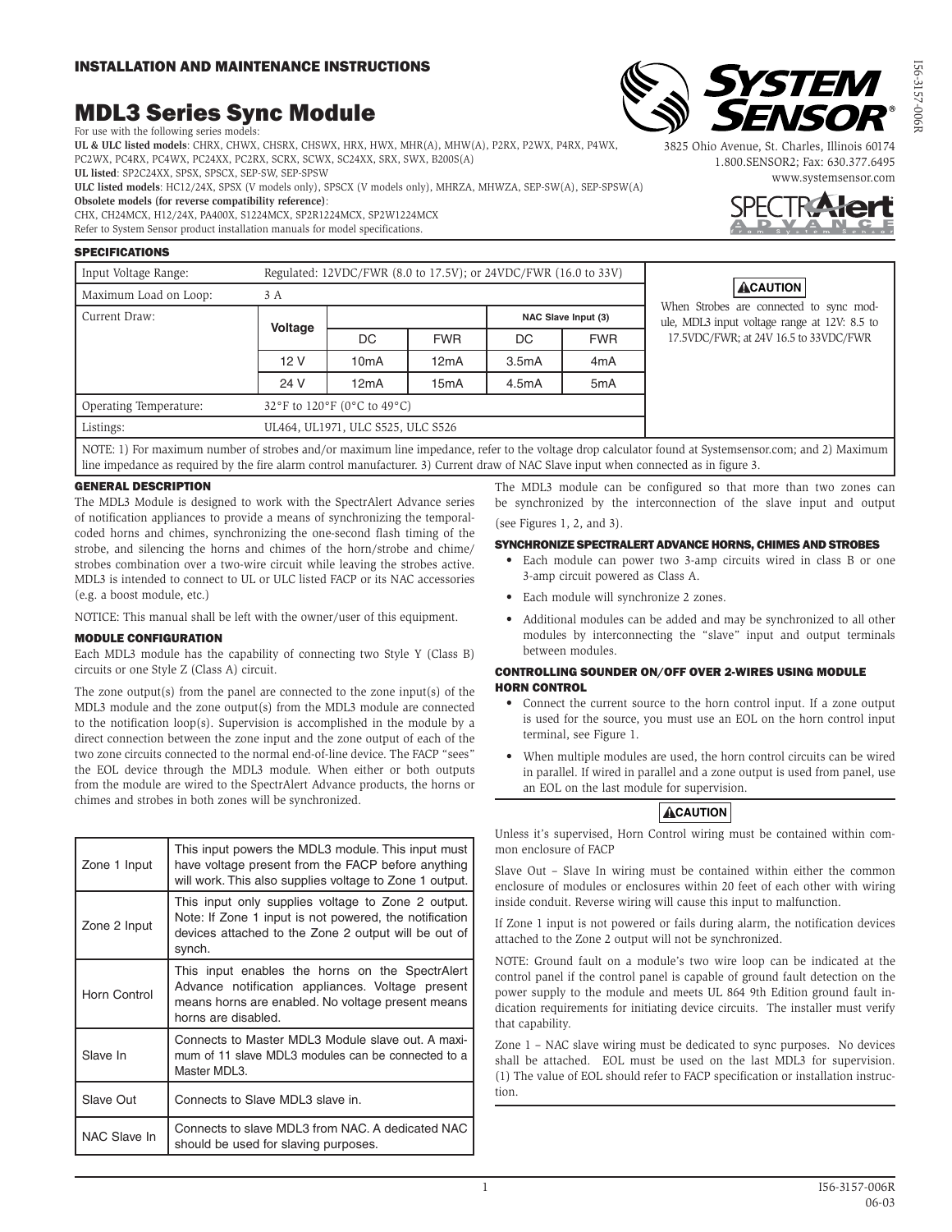**INSTALLATION AND MAINTENANCE INSTRUCTIONS**

# MDL3 Series Sync Module

For use with the following series models:

**UL & ULC listed models**: CHRX, CHWX, CHSRX, CHSWX, HRX, HWX, MHR(A), MHW(A), P2RX, P2WX, P4RX, P4WX, PC2WX, PC4RX, PC4WX, PC24XX, PC2RX, SCRX, SCWX, SC24XX, SRX, SWX, B200S(A)

**UL listed**: SP2C24XX, SPSX, SPSCX, SEP-SW, SEP-SPSW

**ULC listed models**: HC12/24X, SPSX (V models only), SPSCX (V models only), MHRZA, MHWZA, SEP-SW(A), SEP-SPSW(A)

**Obsolete models (for reverse compatibility reference)**:
CHX, CH24MCX, H12/24X, PA400X, S1224MCX, SP2R1224MCX, SP2W1224MCX

Refer to System Sensor product installation manuals for model specifications.

3825 Ohio Avenue, St. Charles, Illinois 60174
1.800.SENSOR2; Fax: 630.377.6495
www.systemsensor.com

## SPECIFICATIONS

| Input Voltage Range: | Regulated: 12VDC/FWR (8.0 to 17.5V); or 24VDC/FWR (16.0 to 33V) | | | | |
|---|---|---|---|---|---|
| Maximum Load on Loop: | 3 A | | | | |
| Current Draw: | Voltage | | | NAC Slave Input (3) | |
| | | DC | FWR | DC | FWR |
| | 12 V | 10mA | 12mA | 3.5mA | 4mA |
| | 24 V | 12mA | 15mA | 4.5mA | 5mA |
| Operating Temperature: | 32°F to 120°F (0°C to 49°C) | | | | |
| Listings: | UL464, UL1971, ULC S525, ULC S526 | | | | |

**CAUTION**

When Strobes are connected to sync module, MDL3 input voltage range at 12V: 8.5 to 17.5VDC/FWR; at 24V 16.5 to 33VDC/FWR

NOTE: 1) For maximum number of strobes and/or maximum line impedance, refer to the voltage drop calculator found at Systemsensor.com; and 2) Maximum line impedance as required by the fire alarm control manufacturer. 3) Current draw of NAC Slave input when connected as in figure 3.

## GENERAL DESCRIPTION

The MDL3 Module is designed to work with the SpectrAlert Advance series of notification appliances to provide a means of synchronizing the temporal-coded horns and chimes, synchronizing the one-second flash timing of the strobe, and silencing the horns and chimes of the horn/strobe and chime/strobes combination over a two-wire circuit while leaving the strobes active. MDL3 is intended to connect to UL or ULC listed FACP or its NAC accessories (e.g. a boost module, etc.)

NOTICE: This manual shall be left with the owner/user of this equipment.

## MODULE CONFIGURATION

Each MDL3 module has the capability of connecting two Style Y (Class B) circuits or one Style Z (Class A) circuit.

The zone output(s) from the panel are connected to the zone input(s) of the MDL3 module and the zone output(s) from the MDL3 module are connected to the notification loop(s). Supervision is accomplished in the module by a direct connection between the zone input and the zone output of each of the two zone circuits connected to the normal end-of-line device. The FACP "sees" the EOL device through the MDL3 module. When either or both outputs from the module are wired to the SpectrAlert Advance products, the horns or chimes and strobes in both zones will be synchronized.

| | |
|---|---|
| Zone 1 Input | This input powers the MDL3 module. This input must have voltage present from the FACP before anything will work. This also supplies voltage to Zone 1 output. |
| Zone 2 Input | This input only supplies voltage to Zone 2 output. Note: If Zone 1 input is not powered, the notification devices attached to the Zone 2 output will be out of synch. |
| Horn Control | This input enables the horns on the SpectrAlert Advance notification appliances. Voltage present means horns are enabled. No voltage present means horns are disabled. |
| Slave In | Connects to Master MDL3 Module slave out. A maximum of 11 slave MDL3 modules can be connected to a Master MDL3. |
| Slave Out | Connects to Slave MDL3 slave in. |
| NAC Slave In | Connects to slave MDL3 from NAC. A dedicated NAC should be used for slaving purposes. |

The MDL3 module can be configured so that more than two zones can be synchronized by the interconnection of the slave input and output (see Figures 1, 2, and 3).

## SYNCHRONIZE SPECTRALERT ADVANCE HORNS, CHIMES AND STROBES

- Each module can power two 3-amp circuits wired in class B or one 3-amp circuit powered as Class A.
- Each module will synchronize 2 zones.
- Additional modules can be added and may be synchronized to all other modules by interconnecting the "slave" input and output terminals between modules.

## CONTROLLING SOUNDER ON/OFF OVER 2-WIRES USING MODULE HORN CONTROL

- Connect the current source to the horn control input. If a zone output is used for the source, you must use an EOL on the horn control input terminal, see Figure 1.
- When multiple modules are used, the horn control circuits can be wired in parallel. If wired in parallel and a zone output is used from panel, use an EOL on the last module for supervision.

**CAUTION**

Unless it's supervised, Horn Control wiring must be contained within common enclosure of FACP

Slave Out – Slave In wiring must be contained within either the common enclosure of modules or enclosures within 20 feet of each other with wiring inside conduit. Reverse wiring will cause this input to malfunction.

If Zone 1 input is not powered or fails during alarm, the notification devices attached to the Zone 2 output will not be synchronized.

NOTE: Ground fault on a module's two wire loop can be indicated at the control panel if the control panel is capable of ground fault detection on the power supply to the module and meets UL 864 9th Edition ground fault indication requirements for initiating device circuits. The installer must verify that capability.

Zone 1 – NAC slave wiring must be dedicated to sync purposes. No devices shall be attached. EOL must be used on the last MDL3 for supervision. (1) The value of EOL should refer to FACP specification or installation instruction.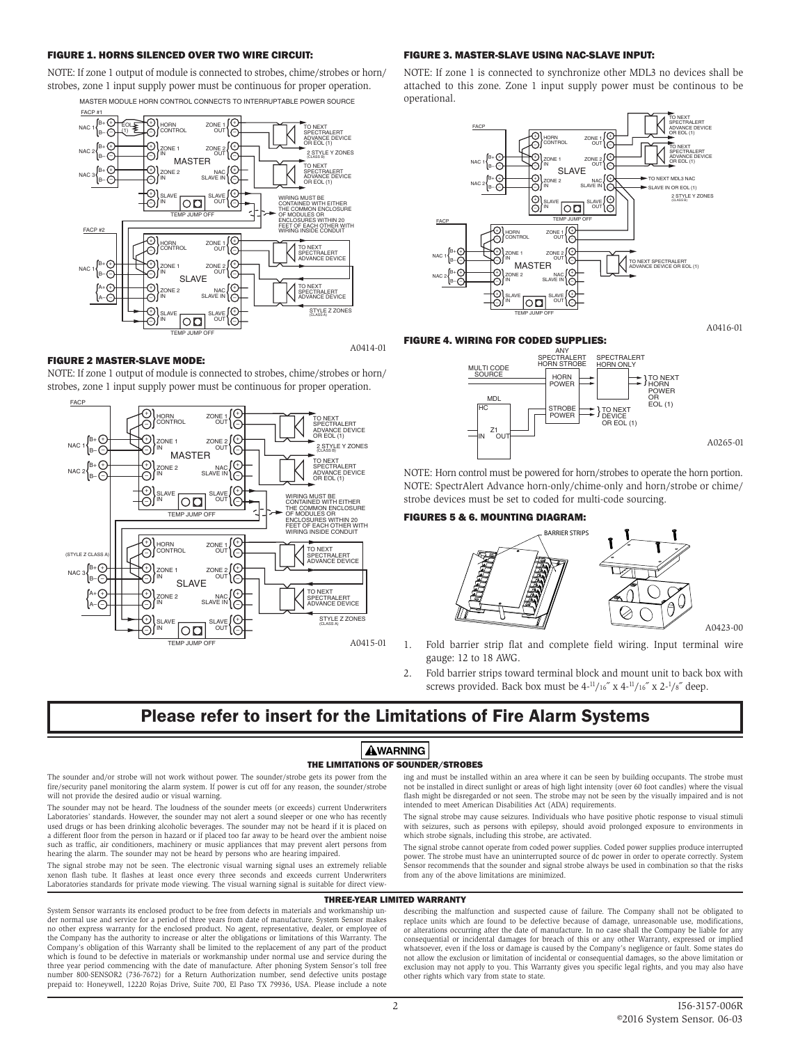### FIGURE 1. HORNS SILENCED OVER TWO WIRE CIRCUIT:

NOTE: If zone 1 output of module is connected to strobes, chime/strobes or horn/strobes, zone 1 input supply power must be continuous for proper operation.

MASTER MODULE HORN CONTROL CONNECTS TO INTERRUPTABLE POWER SOURCE

FACP #1
NAC 1
NAC 2
NAC 3
EOL (1)
HORN CONTROL
ZONE 1 IN
ZONE 2 IN
SLAVE IN
ZONE 1 OUT
ZONE 2 OUT
NAC SLAVE IN
SLAVE OUT
MASTER
TEMP JUMP OFF
TO NEXT SPECTRALERT ADVANCE DEVICE OR EOL (1)
2 STYLE Y ZONES (CLASS B)
TO NEXT SPECTRALERT ADVANCE DEVICE OR EOL (1)
WIRING MUST BE CONTAINED WITH EITHER THE COMMON ENCLOSURE OF MODULES OR ENCLOSURES WITHIN 20 FEET OF EACH OTHER WITH WIRING INSIDE CONDUIT
FACP #2
NAC 1
SLAVE
TO NEXT SPECTRALERT ADVANCE DEVICE
TO NEXT SPECTRALERT ADVANCE DEVICE
STYLE Z ZONES (CLASS A)

A0414-01

### FIGURE 2 MASTER-SLAVE MODE:

NOTE: If zone 1 output of module is connected to strobes, chime/strobes or horn/strobes, zone 1 input supply power must be continuous for proper operation.

FACP
NAC 1
NAC 2
HORN CONTROL
ZONE 1 IN
ZONE 2 IN
SLAVE IN
ZONE 1 OUT
ZONE 2 OUT
NAC SLAVE IN
SLAVE OUT
MASTER
TEMP JUMP OFF
TO NEXT SPECTRALERT ADVANCE DEVICE OR EOL (1)
2 STYLE Y ZONES (CLASS B)
TO NEXT SPECTRALERT ADVANCE DEVICE OR EOL (1)
WIRING MUST BE CONTAINED WITH EITHER THE COMMON ENCLOSURE OF MODULES OR ENCLOSURES WITHIN 20 FEET OF EACH OTHER WITH WIRING INSIDE CONDUIT
(STYLE Z CLASS A)
NAC 3
SLAVE
TO NEXT SPECTRALERT ADVANCE DEVICE
TO NEXT SPECTRALERT ADVANCE DEVICE
STYLE Z ZONES (CLASS A)

A0415-01

### FIGURE 3. MASTER-SLAVE USING NAC-SLAVE INPUT:

NOTE: If zone 1 is connected to synchronize other MDL3 no devices shall be attached to this zone. Zone 1 input supply power must be continous to be operational.

FACP
NAC 1
NAC 2
SLAVE
TO NEXT SPECTRALERT ADVANCE DEVICE OR EOL (1)
TO NEXT SPECTRALERT ADVANCE DEVICE OR EOL (1)
TO NEXT MDL3 NAC
SLAVE IN OR EOL (1)
2 STYLE Y ZONES (CLASS B)
FACP
MASTER
TO NEXT SPECTRALERT ADVANCE DEVICE OR EOL (1)
TEMP JUMP OFF

A0416-01

### FIGURE 4. WIRING FOR CODED SUPPLIES:

MULTI CODE SOURCE
ANY SPECTRALERT HORN STROBE
SPECTRALERT HORN ONLY
HORN POWER
STROBE POWER
TO NEXT HORN POWER OR EOL (1)
TO NEXT DEVICE OR EOL (1)
MDL
HC
Z1
IN OUT

A0265-01

NOTE: Horn control must be powered for horn/strobes to operate the horn portion.
NOTE: SpectrAlert Advance horn-only/chime-only and horn/strobe or chime/strobe devices must be set to coded for multi-code sourcing.

### FIGURES 5 & 6. MOUNTING DIAGRAM:

BARRIER STRIPS

A0423-00

1. Fold barrier strip flat and complete field wiring. Input terminal wire gauge: 12 to 18 AWG.
2. Fold barrier strips toward terminal block and mount unit to back box with screws provided. Back box must be 4-11/16″ x 4-11/16″ x 2-1/8″ deep.

# Please refer to insert for the Limitations of Fire Alarm Systems

**⚠WARNING**

### THE LIMITATIONS OF SOUNDER/STROBES

The sounder and/or strobe will not work without power. The sounder/strobe gets its power from the fire/security panel monitoring the alarm system. If power is cut off for any reason, the sounder/strobe will not provide the desired audio or visual warning.

The sounder may not be heard. The loudness of the sounder meets (or exceeds) current Underwriters Laboratories' standards. However, the sounder may not alert a sound sleeper or one who has recently used drugs or has been drinking alcoholic beverages. The sounder may not be heard if it is placed on a different floor from the person in hazard or if placed too far away to be heard over the ambient noise such as traffic, air conditioners, machinery or music appliances that may prevent alert persons from hearing the alarm. The sounder may not be heard by persons who are hearing impaired.

The signal strobe may not be seen. The electronic visual warning signal uses an extremely reliable xenon flash tube. It flashes at least once every three seconds and exceeds current Underwriters Laboratories standards for private mode viewing. The visual warning signal is suitable for direct viewing and must be installed within an area where it can be seen by building occupants. The strobe must not be installed in direct sunlight or areas of high light intensity (over 60 foot candles) where the visual flash might be disregarded or not seen. The strobe may not be seen by the visually impaired and is not intended to meet American Disabilities Act (ADA) requirements.

The signal strobe may cause seizures. Individuals who have positive photic response to visual stimuli with seizures, such as persons with epilepsy, should avoid prolonged exposure to environments in which strobe signals, including this strobe, are activated.

The signal strobe cannot operate from coded power supplies. Coded power supplies produce interrupted power. The strobe must have an uninterrupted source of dc power in order to operate correctly. System Sensor recommends that the sounder and signal strobe always be used in combination so that the risks from any of the above limitations are minimized.

### THREE-YEAR LIMITED WARRANTY

System Sensor warrants its enclosed product to be free from defects in materials and workmanship under normal use and service for a period of three years from date of manufacture. System Sensor makes no other express warranty for the enclosed product. No agent, representative, dealer, or employee of the Company has the authority to increase or alter the obligations or limitations of this Warranty. The Company's obligation of this Warranty shall be limited to the replacement of any part of the product which is found to be defective in materials or workmanship under normal use and service during the three year period commencing with the date of manufacture. After phoning System Sensor's toll free number 800-SENSOR2 (736-7672) for a Return Authorization number, send defective units postage prepaid to: Honeywell, 12220 Rojas Drive, Suite 700, El Paso TX 79936, USA. Please include a note describing the malfunction and suspected cause of failure. The Company shall not be obligated to replace units which are found to be defective because of damage, unreasonable use, modifications, or alterations occurring after the date of manufacture. In no case shall the Company be liable for any consequential or incidental damages for breach of this or any other Warranty, expressed or implied whatsoever, even if the loss or damage is caused by the Company's negligence or fault. Some states do not allow the exclusion or limitation of incidental or consequential damages, so the above limitation or exclusion may not apply to you. This Warranty gives you specific legal rights, and you may also have other rights which vary from state to state.

I56-3157-006R
©2016 System Sensor. 06-03